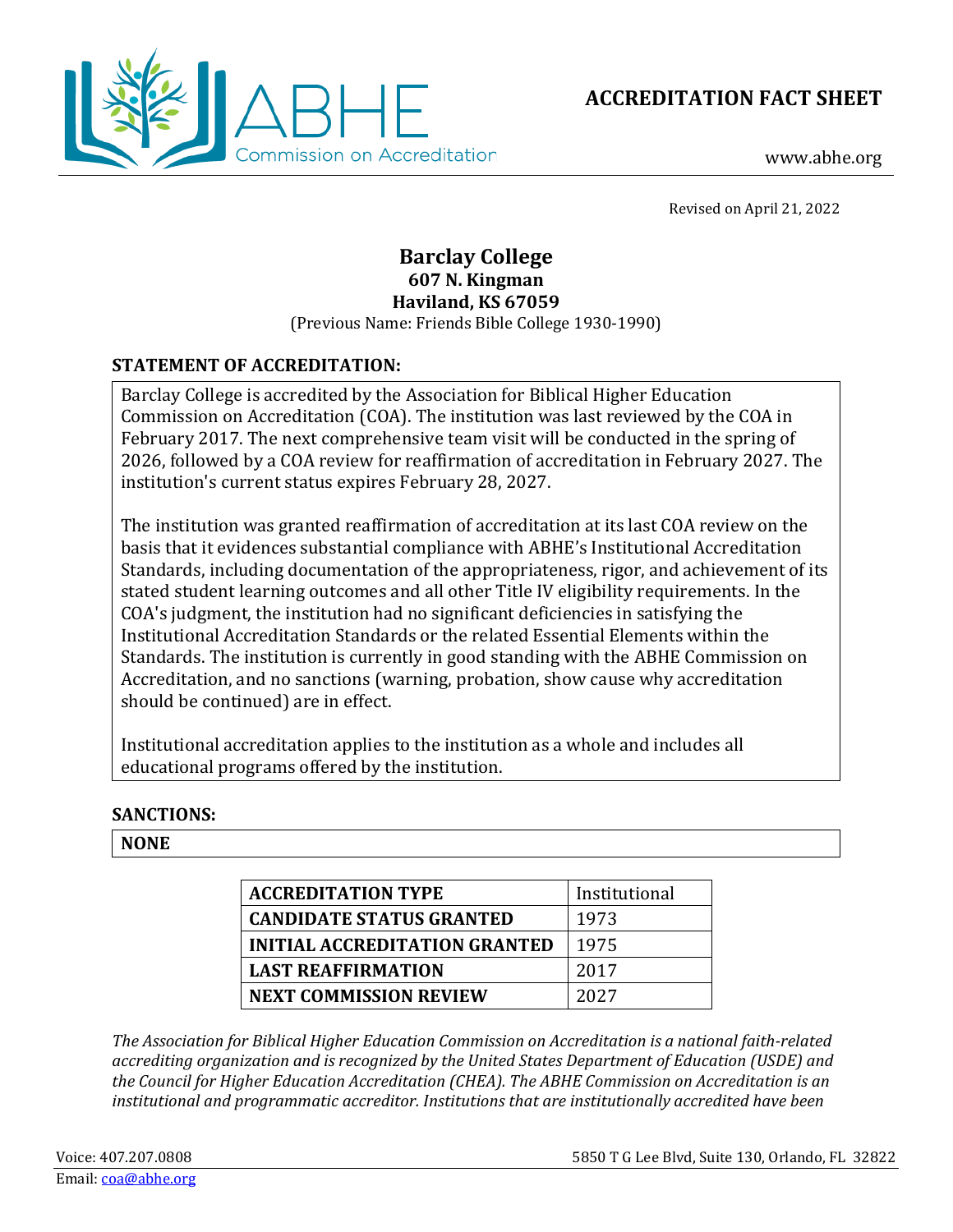ABHE Commission on Accreditation

# ACCREDITATION FACT SHEET

www.abhe.org

Revised on April 21, 2022

## Barclay College
**607 N. Kingman**
**Haviland, KS 67059**
(Previous Name: Friends Bible College 1930-1990)

### STATEMENT OF ACCREDITATION:

Barclay College is accredited by the Association for Biblical Higher Education Commission on Accreditation (COA). The institution was last reviewed by the COA in February 2017. The next comprehensive team visit will be conducted in the spring of 2026, followed by a COA review for reaffirmation of accreditation in February 2027. The institution's current status expires February 28, 2027.

The institution was granted reaffirmation of accreditation at its last COA review on the basis that it evidences substantial compliance with ABHE's Institutional Accreditation Standards, including documentation of the appropriateness, rigor, and achievement of its stated student learning outcomes and all other Title IV eligibility requirements. In the COA's judgment, the institution had no significant deficiencies in satisfying the Institutional Accreditation Standards or the related Essential Elements within the Standards. The institution is currently in good standing with the ABHE Commission on Accreditation, and no sanctions (warning, probation, show cause why accreditation should be continued) are in effect.

Institutional accreditation applies to the institution as a whole and includes all educational programs offered by the institution.

### SANCTIONS:

**NONE**

| **ACCREDITATION TYPE** | Institutional |
|---|---|
| **CANDIDATE STATUS GRANTED** | 1973 |
| **INITIAL ACCREDITATION GRANTED** | 1975 |
| **LAST REAFFIRMATION** | 2017 |
| **NEXT COMMISSION REVIEW** | 2027 |

*The Association for Biblical Higher Education Commission on Accreditation is a national faith-related accrediting organization and is recognized by the United States Department of Education (USDE) and the Council for Higher Education Accreditation (CHEA). The ABHE Commission on Accreditation is an institutional and programmatic accreditor. Institutions that are institutionally accredited have been*

Voice: 407.207.0808
Email: coa@abhe.org
5850 T G Lee Blvd, Suite 130, Orlando, FL 32822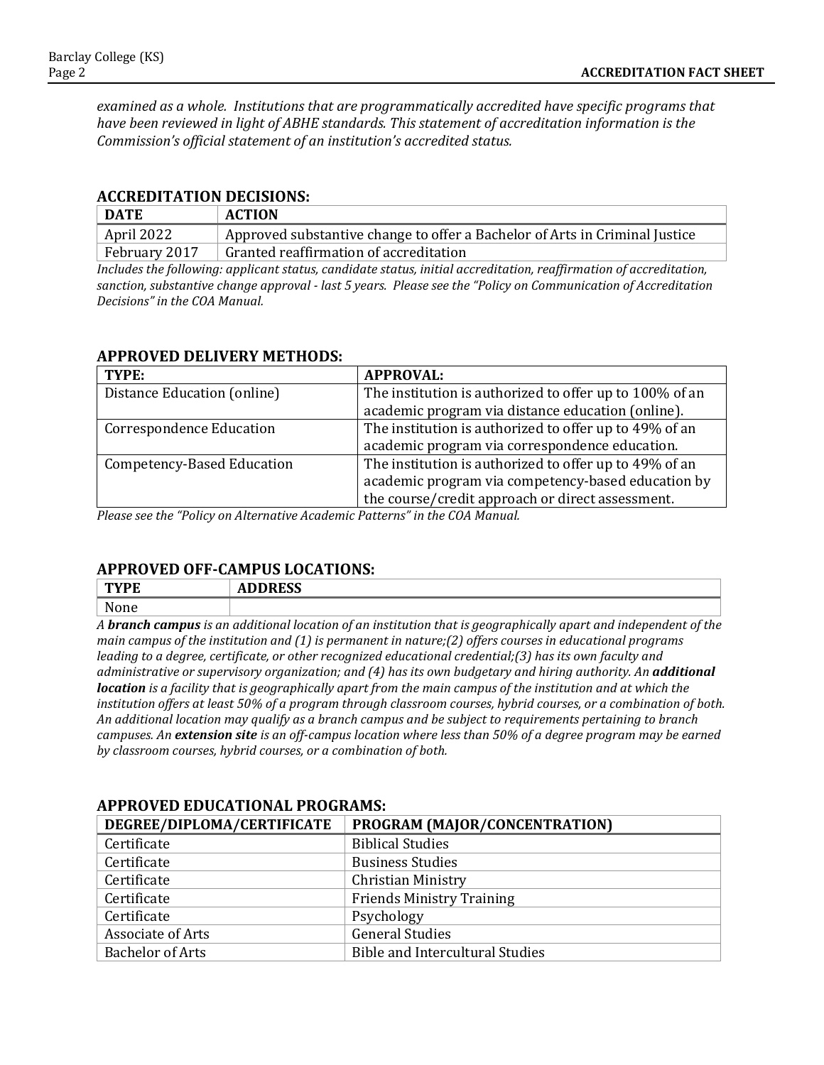*examined as a whole. Institutions that are programmatically accredited have specific programs that have been reviewed in light of ABHE standards. This statement of accreditation information is the Commission's official statement of an institution's accredited status.*

## ACCREDITATION DECISIONS:

| DATE | ACTION |
|---|---|
| April 2022 | Approved substantive change to offer a Bachelor of Arts in Criminal Justice |
| February 2017 | Granted reaffirmation of accreditation |

*Includes the following: applicant status, candidate status, initial accreditation, reaffirmation of accreditation, sanction, substantive change approval - last 5 years. Please see the "Policy on Communication of Accreditation Decisions" in the COA Manual.*

## APPROVED DELIVERY METHODS:

| TYPE: | APPROVAL: |
|---|---|
| Distance Education (online) | The institution is authorized to offer up to 100% of an academic program via distance education (online). |
| Correspondence Education | The institution is authorized to offer up to 49% of an academic program via correspondence education. |
| Competency-Based Education | The institution is authorized to offer up to 49% of an academic program via competency-based education by the course/credit approach or direct assessment. |

*Please see the "Policy on Alternative Academic Patterns" in the COA Manual.*

## APPROVED OFF-CAMPUS LOCATIONS:

| TYPE | ADDRESS |
|---|---|
| None | |

*A **branch campus** is an additional location of an institution that is geographically apart and independent of the main campus of the institution and (1) is permanent in nature;(2) offers courses in educational programs leading to a degree, certificate, or other recognized educational credential;(3) has its own faculty and administrative or supervisory organization; and (4) has its own budgetary and hiring authority. An **additional location** is a facility that is geographically apart from the main campus of the institution and at which the institution offers at least 50% of a program through classroom courses, hybrid courses, or a combination of both. An additional location may qualify as a branch campus and be subject to requirements pertaining to branch campuses. An **extension site** is an off-campus location where less than 50% of a degree program may be earned by classroom courses, hybrid courses, or a combination of both.*

## APPROVED EDUCATIONAL PROGRAMS:

| DEGREE/DIPLOMA/CERTIFICATE | PROGRAM (MAJOR/CONCENTRATION) |
|---|---|
| Certificate | Biblical Studies |
| Certificate | Business Studies |
| Certificate | Christian Ministry |
| Certificate | Friends Ministry Training |
| Certificate | Psychology |
| Associate of Arts | General Studies |
| Bachelor of Arts | Bible and Intercultural Studies |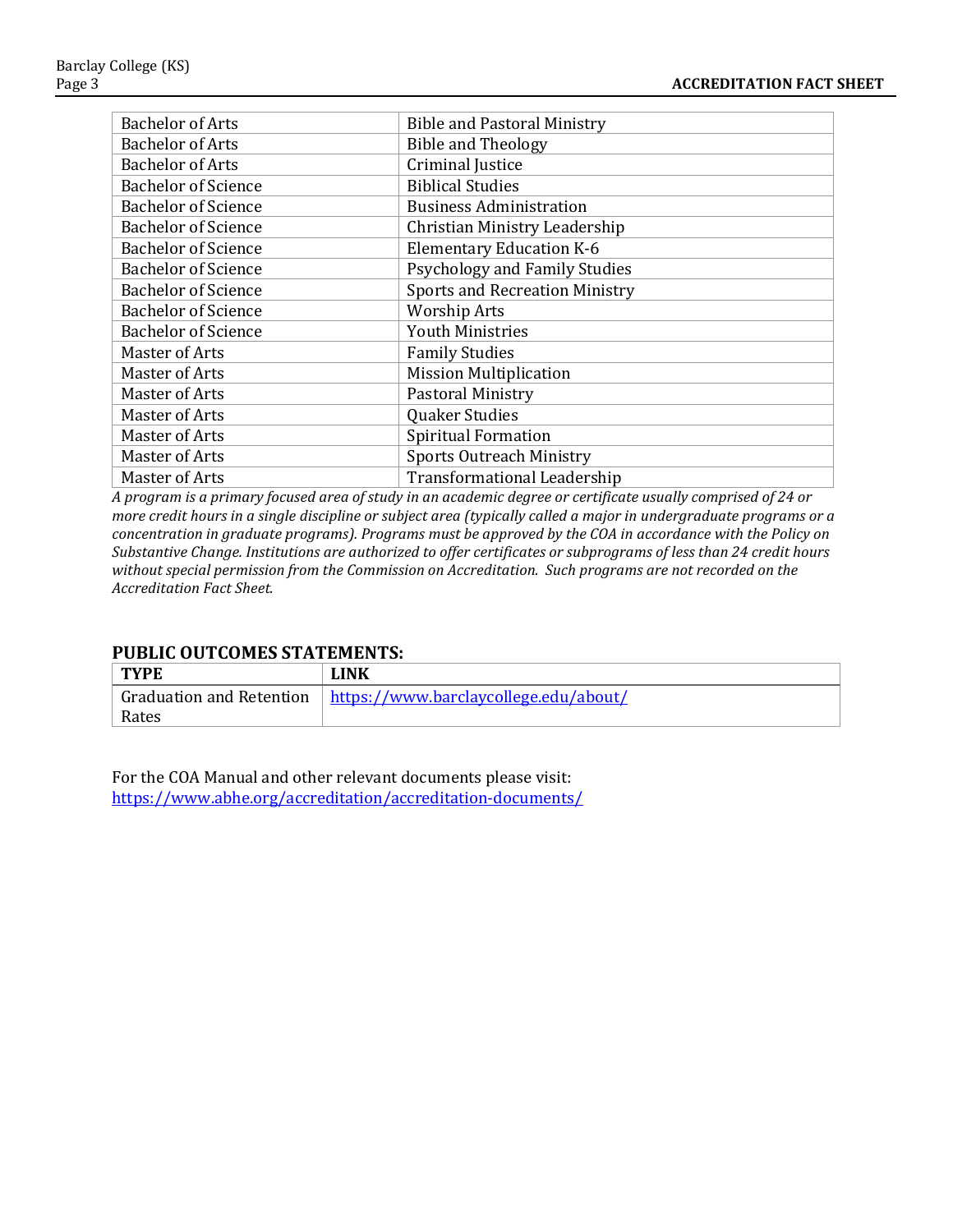| | |
|---|---|
| Bachelor of Arts | Bible and Pastoral Ministry |
| Bachelor of Arts | Bible and Theology |
| Bachelor of Arts | Criminal Justice |
| Bachelor of Science | Biblical Studies |
| Bachelor of Science | Business Administration |
| Bachelor of Science | Christian Ministry Leadership |
| Bachelor of Science | Elementary Education K-6 |
| Bachelor of Science | Psychology and Family Studies |
| Bachelor of Science | Sports and Recreation Ministry |
| Bachelor of Science | Worship Arts |
| Bachelor of Science | Youth Ministries |
| Master of Arts | Family Studies |
| Master of Arts | Mission Multiplication |
| Master of Arts | Pastoral Ministry |
| Master of Arts | Quaker Studies |
| Master of Arts | Spiritual Formation |
| Master of Arts | Sports Outreach Ministry |
| Master of Arts | Transformational Leadership |

*A program is a primary focused area of study in an academic degree or certificate usually comprised of 24 or more credit hours in a single discipline or subject area (typically called a major in undergraduate programs or a concentration in graduate programs). Programs must be approved by the COA in accordance with the Policy on Substantive Change. Institutions are authorized to offer certificates or subprograms of less than 24 credit hours without special permission from the Commission on Accreditation. Such programs are not recorded on the Accreditation Fact Sheet.*

## PUBLIC OUTCOMES STATEMENTS:

| TYPE | LINK |
|---|---|
| Graduation and Retention Rates | https://www.barclaycollege.edu/about/ |

For the COA Manual and other relevant documents please visit:
https://www.abhe.org/accreditation/accreditation-documents/